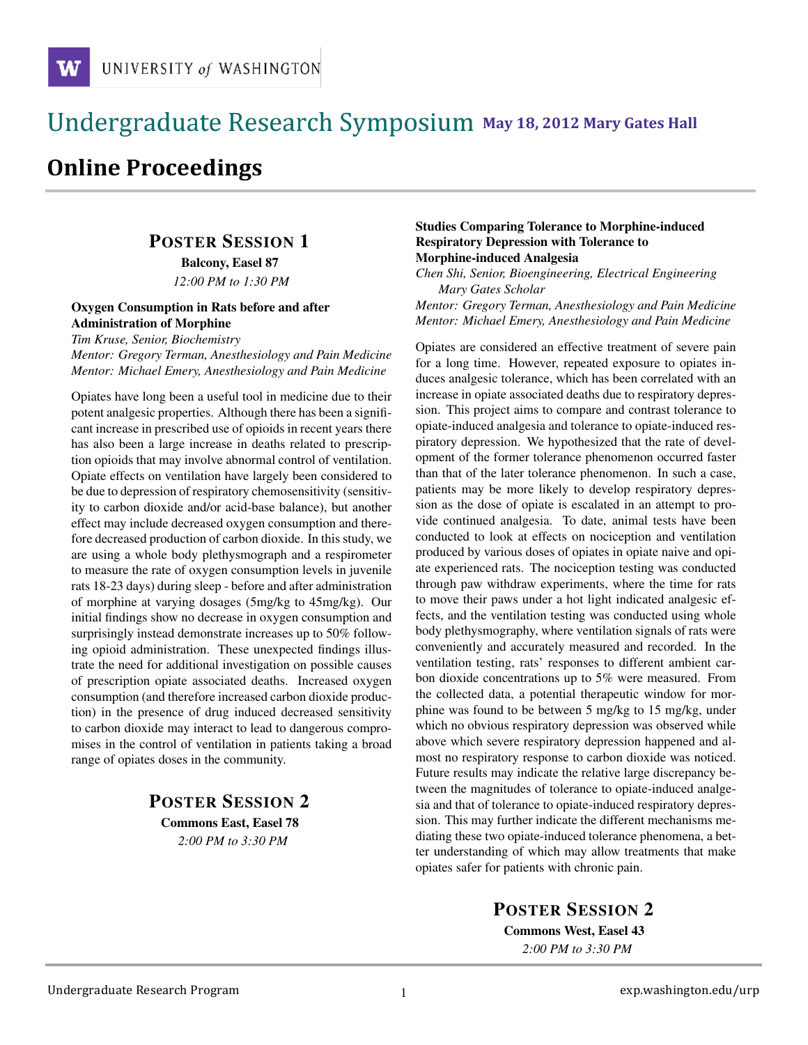# Undergraduate Research Symposium May 18, 2012 Mary Gates Hall

## Online Proceedings

### Poster Session 1

**Balcony, Easel 87**

*12:00 PM to 1:30 PM*

**Oxygen Consumption in Rats before and after Administration of Morphine**

*Tim Kruse, Senior, Biochemistry*
*Mentor: Gregory Terman, Anesthesiology and Pain Medicine*
*Mentor: Michael Emery, Anesthesiology and Pain Medicine*

Opiates have long been a useful tool in medicine due to their potent analgesic properties. Although there has been a significant increase in prescribed use of opioids in recent years there has also been a large increase in deaths related to prescription opioids that may involve abnormal control of ventilation. Opiate effects on ventilation have largely been considered to be due to depression of respiratory chemosensitivity (sensitivity to carbon dioxide and/or acid-base balance), but another effect may include decreased oxygen consumption and therefore decreased production of carbon dioxide. In this study, we are using a whole body plethysmograph and a respirometer to measure the rate of oxygen consumption levels in juvenile rats 18-23 days) during sleep - before and after administration of morphine at varying dosages (5mg/kg to 45mg/kg). Our initial findings show no decrease in oxygen consumption and surprisingly instead demonstrate increases up to 50% following opioid administration. These unexpected findings illustrate the need for additional investigation on possible causes of prescription opiate associated deaths. Increased oxygen consumption (and therefore increased carbon dioxide production) in the presence of drug induced decreased sensitivity to carbon dioxide may interact to lead to dangerous compromises in the control of ventilation in patients taking a broad range of opiates doses in the community.

### Poster Session 2

**Commons East, Easel 78**

*2:00 PM to 3:30 PM*

**Studies Comparing Tolerance to Morphine-induced Respiratory Depression with Tolerance to Morphine-induced Analgesia**

*Chen Shi, Senior, Bioengineering, Electrical Engineering*
*Mary Gates Scholar*
*Mentor: Gregory Terman, Anesthesiology and Pain Medicine*
*Mentor: Michael Emery, Anesthesiology and Pain Medicine*

Opiates are considered an effective treatment of severe pain for a long time. However, repeated exposure to opiates induces analgesic tolerance, which has been correlated with an increase in opiate associated deaths due to respiratory depression. This project aims to compare and contrast tolerance to opiate-induced analgesia and tolerance to opiate-induced respiratory depression. We hypothesized that the rate of development of the former tolerance phenomenon occurred faster than that of the later tolerance phenomenon. In such a case, patients may be more likely to develop respiratory depression as the dose of opiate is escalated in an attempt to provide continued analgesia. To date, animal tests have been conducted to look at effects on nociception and ventilation produced by various doses of opiates in opiate naive and opiate experienced rats. The nociception testing was conducted through paw withdraw experiments, where the time for rats to move their paws under a hot light indicated analgesic effects, and the ventilation testing was conducted using whole body plethysmography, where ventilation signals of rats were conveniently and accurately measured and recorded. In the ventilation testing, rats' responses to different ambient carbon dioxide concentrations up to 5% were measured. From the collected data, a potential therapeutic window for morphine was found to be between 5 mg/kg to 15 mg/kg, under which no obvious respiratory depression was observed while above which severe respiratory depression happened and almost no respiratory response to carbon dioxide was noticed. Future results may indicate the relative large discrepancy between the magnitudes of tolerance to opiate-induced analgesia and that of tolerance to opiate-induced respiratory depression. This may further indicate the different mechanisms mediating these two opiate-induced tolerance phenomena, a better understanding of which may allow treatments that make opiates safer for patients with chronic pain.

### Poster Session 2

**Commons West, Easel 43**

*2:00 PM to 3:30 PM*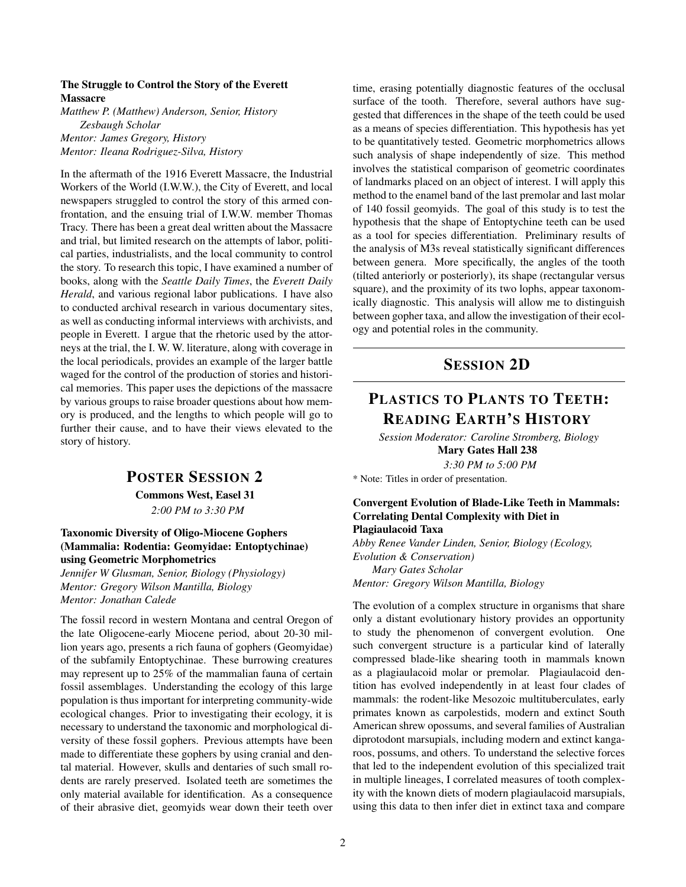**The Struggle to Control the Story of the Everett Massacre**

*Matthew P. (Matthew) Anderson, Senior, History*
*Zesbaugh Scholar*
*Mentor: James Gregory, History*
*Mentor: Ileana Rodriguez-Silva, History*

In the aftermath of the 1916 Everett Massacre, the Industrial Workers of the World (I.W.W.), the City of Everett, and local newspapers struggled to control the story of this armed confrontation, and the ensuing trial of I.W.W. member Thomas Tracy. There has been a great deal written about the Massacre and trial, but limited research on the attempts of labor, political parties, industrialists, and the local community to control the story. To research this topic, I have examined a number of books, along with the *Seattle Daily Times*, the *Everett Daily Herald*, and various regional labor publications. I have also to conducted archival research in various documentary sites, as well as conducting informal interviews with archivists, and people in Everett. I argue that the rhetoric used by the attorneys at the trial, the I. W. W. literature, along with coverage in the local periodicals, provides an example of the larger battle waged for the control of the production of stories and historical memories. This paper uses the depictions of the massacre by various groups to raise broader questions about how memory is produced, and the lengths to which people will go to further their cause, and to have their views elevated to the story of history.

## Poster Session 2

**Commons West, Easel 31**

*2:00 PM to 3:30 PM*

**Taxonomic Diversity of Oligo-Miocene Gophers (Mammalia: Rodentia: Geomyidae: Entoptychinae) using Geometric Morphometrics**

*Jennifer W Glusman, Senior, Biology (Physiology)*
*Mentor: Gregory Wilson Mantilla, Biology*
*Mentor: Jonathan Calede*

The fossil record in western Montana and central Oregon of the late Oligocene-early Miocene period, about 20-30 million years ago, presents a rich fauna of gophers (Geomyidae) of the subfamily Entoptychinae. These burrowing creatures may represent up to 25% of the mammalian fauna of certain fossil assemblages. Understanding the ecology of this large population is thus important for interpreting community-wide ecological changes. Prior to investigating their ecology, it is necessary to understand the taxonomic and morphological diversity of these fossil gophers. Previous attempts have been made to differentiate these gophers by using cranial and dental material. However, skulls and dentaries of such small rodents are rarely preserved. Isolated teeth are sometimes the only material available for identification. As a consequence of their abrasive diet, geomyids wear down their teeth over time, erasing potentially diagnostic features of the occlusal surface of the tooth. Therefore, several authors have suggested that differences in the shape of the teeth could be used as a means of species differentiation. This hypothesis has yet to be quantitatively tested. Geometric morphometrics allows such analysis of shape independently of size. This method involves the statistical comparison of geometric coordinates of landmarks placed on an object of interest. I will apply this method to the enamel band of the last premolar and last molar of 140 fossil geomyids. The goal of this study is to test the hypothesis that the shape of Entoptychine teeth can be used as a tool for species differentiation. Preliminary results of the analysis of M3s reveal statistically significant differences between genera. More specifically, the angles of the tooth (tilted anteriorly or posteriorly), its shape (rectangular versus square), and the proximity of its two lophs, appear taxonomically diagnostic. This analysis will allow me to distinguish between gopher taxa, and allow the investigation of their ecology and potential roles in the community.

---

## Session 2D

## Plastics to Plants to Teeth: Reading Earth's History

*Session Moderator: Caroline Stromberg, Biology*

**Mary Gates Hall 238**

*3:30 PM to 5:00 PM*

* Note: Titles in order of presentation.

**Convergent Evolution of Blade-Like Teeth in Mammals: Correlating Dental Complexity with Diet in Plagiaulacoid Taxa**

*Abby Renee Vander Linden, Senior, Biology (Ecology, Evolution & Conservation)*
*Mary Gates Scholar*
*Mentor: Gregory Wilson Mantilla, Biology*

The evolution of a complex structure in organisms that share only a distant evolutionary history provides an opportunity to study the phenomenon of convergent evolution. One such convergent structure is a particular kind of laterally compressed blade-like shearing tooth in mammals known as a plagiaulacoid molar or premolar. Plagiaulacoid dentition has evolved independently in at least four clades of mammals: the rodent-like Mesozoic multituberculates, early primates known as carpolestids, modern and extinct South American shrew opossums, and several families of Australian diprotodont marsupials, including modern and extinct kangaroos, possums, and others. To understand the selective forces that led to the independent evolution of this specialized trait in multiple lineages, I correlated measures of tooth complexity with the known diets of modern plagiaulacoid marsupials, using this data to then infer diet in extinct taxa and compare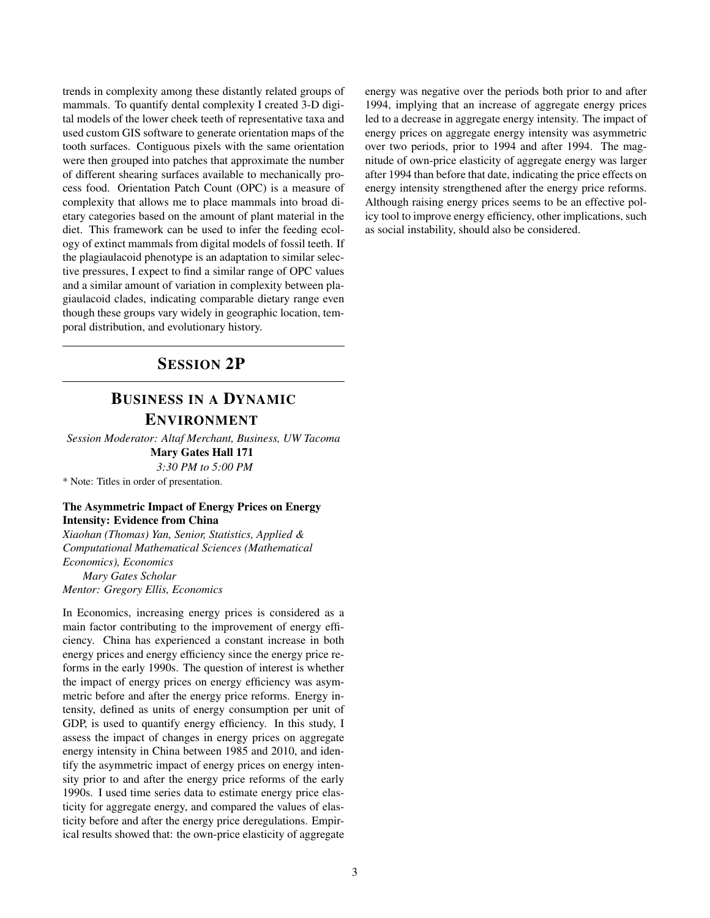trends in complexity among these distantly related groups of mammals. To quantify dental complexity I created 3-D digital models of the lower cheek teeth of representative taxa and used custom GIS software to generate orientation maps of the tooth surfaces. Contiguous pixels with the same orientation were then grouped into patches that approximate the number of different shearing surfaces available to mechanically process food. Orientation Patch Count (OPC) is a measure of complexity that allows me to place mammals into broad dietary categories based on the amount of plant material in the diet. This framework can be used to infer the feeding ecology of extinct mammals from digital models of fossil teeth. If the plagiaulacoid phenotype is an adaptation to similar selective pressures, I expect to find a similar range of OPC values and a similar amount of variation in complexity between plagiaulacoid clades, indicating comparable dietary range even though these groups vary widely in geographic location, temporal distribution, and evolutionary history.

---

## SESSION 2P

## BUSINESS IN A DYNAMIC ENVIRONMENT

*Session Moderator: Altaf Merchant, Business, UW Tacoma*

**Mary Gates Hall 171**

*3:30 PM to 5:00 PM*

* Note: Titles in order of presentation.

### The Asymmetric Impact of Energy Prices on Energy Intensity: Evidence from China

*Xiaohan (Thomas) Yan, Senior, Statistics, Applied & Computational Mathematical Sciences (Mathematical Economics), Economics*

*Mary Gates Scholar*

*Mentor: Gregory Ellis, Economics*

In Economics, increasing energy prices is considered as a main factor contributing to the improvement of energy efficiency. China has experienced a constant increase in both energy prices and energy efficiency since the energy price reforms in the early 1990s. The question of interest is whether the impact of energy prices on energy efficiency was asymmetric before and after the energy price reforms. Energy intensity, defined as units of energy consumption per unit of GDP, is used to quantify energy efficiency. In this study, I assess the impact of changes in energy prices on aggregate energy intensity in China between 1985 and 2010, and identify the asymmetric impact of energy prices on energy intensity prior to and after the energy price reforms of the early 1990s. I used time series data to estimate energy price elasticity for aggregate energy, and compared the values of elasticity before and after the energy price deregulations. Empirical results showed that: the own-price elasticity of aggregate energy was negative over the periods both prior to and after 1994, implying that an increase of aggregate energy prices led to a decrease in aggregate energy intensity. The impact of energy prices on aggregate energy intensity was asymmetric over two periods, prior to 1994 and after 1994. The magnitude of own-price elasticity of aggregate energy was larger after 1994 than before that date, indicating the price effects on energy intensity strengthened after the energy price reforms. Although raising energy prices seems to be an effective policy tool to improve energy efficiency, other implications, such as social instability, should also be considered.